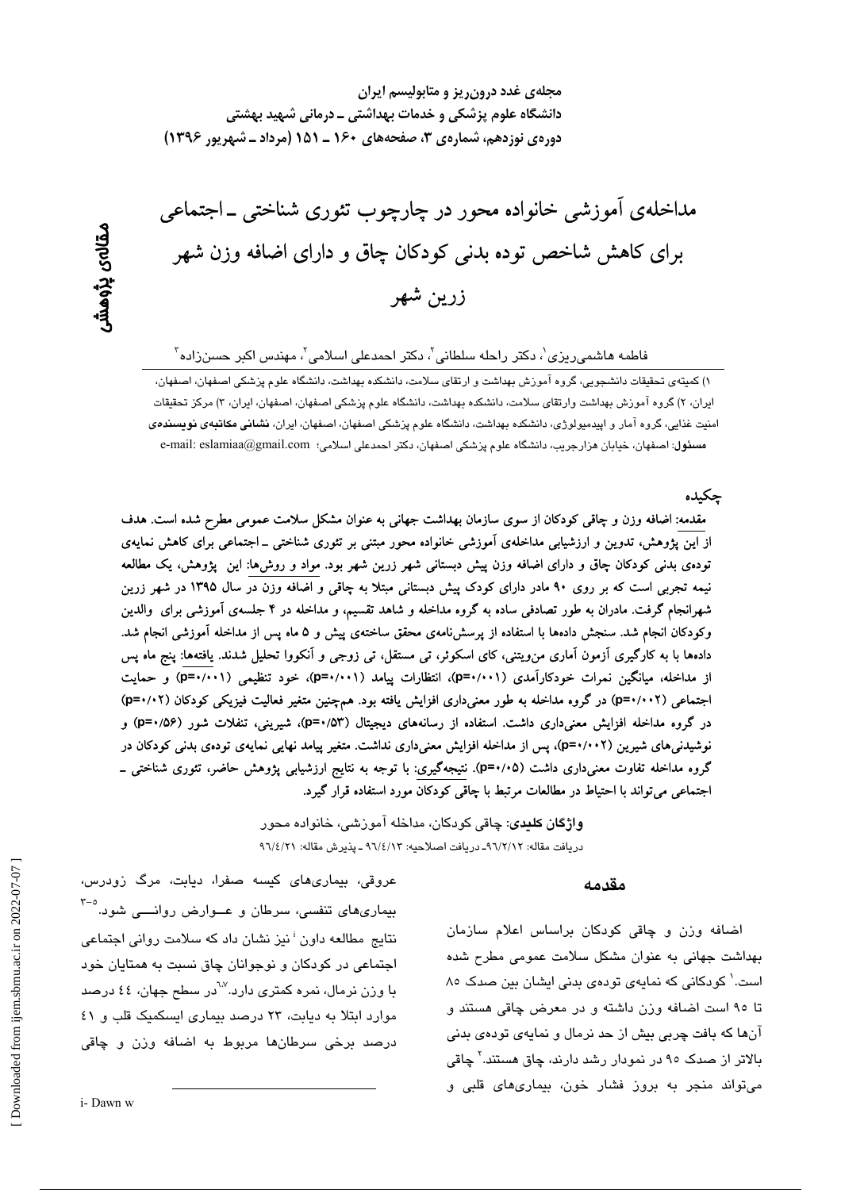# مداخله‌ی آموزشی خانواده محور در چارچوب تئوری شناختی ـ اجتماعی برای کاهش شاخص توده بدنی کودکان چاق و دارای اضافه وزن شهر زرین شهر

**مقاله‌ی پژوهشی**

فاطمه هاشمی‌ریزی[1]، دکتر راحله سلطانی[2]، دکتر احمدعلی اسلامی[2]، مهندس اکبر حسن‌زاده[3]

۱) کمیته‌ی تحقیقات دانشجویی، گروه آموزش بهداشت و ارتقای سلامت، دانشکده بهداشت، دانشگاه علوم پزشکی اصفهان، اصفهان، ایران، ۲) گروه آموزش بهداشت وارتقای سلامت، دانشکده بهداشت، دانشگاه علوم پزشکی اصفهان، اصفهان، ایران، ۳) مرکز تحقیقات امنیت غذایی، گروه آمار و اپیدمیولوژی، دانشکده بهداشت، دانشگاه علوم پزشکی اصفهان، اصفهان، ایران، **نشانی مکاتبه‌ی نویسنده‌ی مسئول**: اصفهان، خیابان هزارجریب، دانشگاه علوم پزشکی اصفهان، دکتر احمدعلی اسلامی؛ e-mail: eslamiaa@gmail.com

## چکیده

مقدمه: اضافه وزن و چاقی کودکان از سوی سازمان بهداشت جهانی به عنوان مشکل سلامت عمومی مطرح شده است. هدف از این پژوهش، تدوین و ارزشیابی مداخله‌ی آموزشی خانواده محور مبتنی بر تئوری شناختی ـ اجتماعی برای کاهش نمایه‌ی توده‌ی بدنی کودکان چاق و دارای اضافه وزن پیش دبستانی شهر زرین شهر بود. مواد و روش‌ها: این پژوهش، یک مطالعه نیمه تجربی است که بر روی ۹۰ مادر دارای کودک پیش دبستانی مبتلا به چاقی و اضافه وزن در سال ۱۳۹۵ در شهر زرین شهرانجام گرفت. مادران به طور تصادفی ساده به گروه مداخله و شاهد تقسیم، و مداخله در ۴ جلسه‌ی آموزشی برای والدین وکودکان انجام شد. سنجش داده‌ها با استفاده از پرسش‌نامه‌ی محقق ساخته‌ی پیش و ۵ ماه پس از مداخله آموزشی انجام شد. داده‌ها با به کارگیری آزمون آماری من‌ویتنی، کای اسکوئر، تی مستقل، تی زوجی و آنکووا تحلیل شدند. یافته‌ها: پنج ماه پس از مداخله، میانگین نمرات خودکارآمدی (p=۰/۰۰۱)، انتظارات پیامد (p=۰/۰۰۱)، خود تنظیمی (p=۰/۰۰۱) و حمایت اجتماعی (p=۰/۰۰۲) در گروه مداخله به طور معنی‌داری افزایش یافته بود. هم‌چنین متغیر فعالیت فیزیکی کودکان (p=۰/۰۲) در گروه مداخله افزایش معنی‌داری داشت. استفاده از رسانه‌های دیجیتال (p=۰/۵۳)، شیرینی، تنقلات شور (p=۰/۵۶) و نوشیدنی‌های شیرین (p=۰/۰۰۲)، پس از مداخله افزایش معنی‌داری نداشت. متغیر پیامد نهایی نمایه‌ی توده‌ی بدنی کودکان در گروه مداخله تفاوت معنی‌داری داشت (p=۰/۰۵). نتیجه‌گیری: با توجه به نتایج ارزشیابی پژوهش حاضر، تئوری شناختی ـ اجتماعی می‌تواند در مطالعات مرتبط با چاقی کودکان مورد استفاده قرار گیرد.

**واژگان کلیدی**: چاقی کودکان، مداخله آموزشی، خانواده محور

دریافت مقاله: ۹۶/۲/۱۲ـ دریافت اصلاحیه: ۹۶/۴/۱۳ ـ پذیرش مقاله: ۹۶/۴/۲۱

## مقدمه

اضافه وزن و چاقی کودکان براساس اعلام سازمان بهداشت جهانی به عنوان مشکل سلامت عمومی مطرح شده است.[1] کودکانی که نمایه‌ی توده‌ی بدنی ایشان بین صدک ۸۵ تا ۹۵ است اضافه وزن داشته و در معرض چاقی هستند و آن‌ها که بافت چربی بیش از حد نرمال و نمایه‌ی توده‌ی بدنی بالاتر از صدک ۹۵ در نمودار رشد دارند، چاق هستند.[2] چاقی می‌تواند منجر به بروز فشار خون، بیماری‌های قلبی و عروقی، بیماری‌های کیسه صفرا، دیابت، مرگ زودرس، بیماری‌های تنفسی، سرطان و عوارض روانی شود.[3-5] نتایج مطالعه داون[i] نیز نشان داد که سلامت روانی اجتماعی اجتماعی در کودکان و نوجوانان چاق نسبت به همتایان خود با وزن نرمال، نمره کمتری دارد.[6,7] در سطح جهان، ۴۴ درصد موارد ابتلا به دیابت، ۲۳ درصد بیماری ایسکمیک قلب و ۴۱ درصد برخی سرطان‌ها مربوط به اضافه وزن و چاقی

i- Dawn w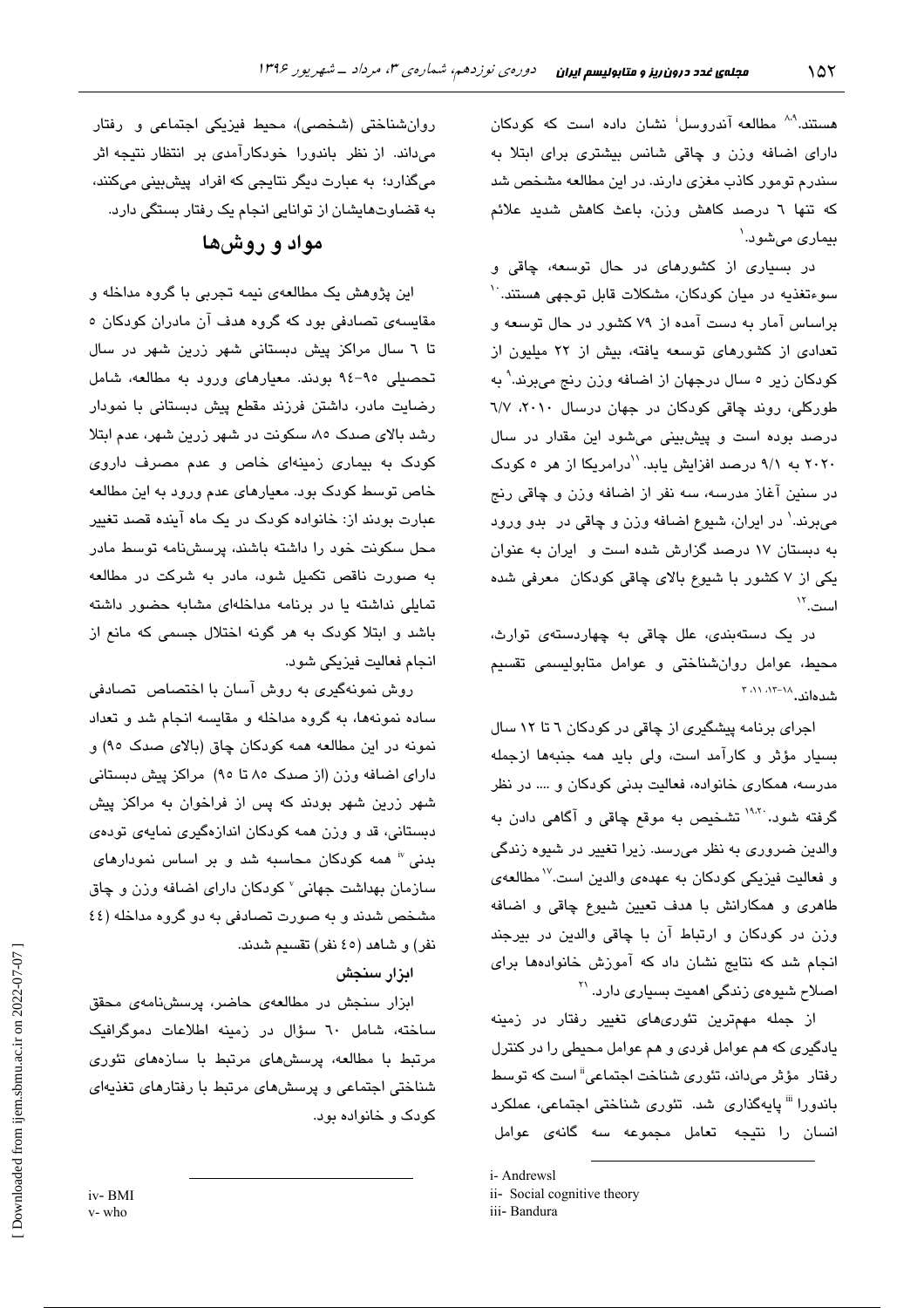هستند.[8,9] مطالعه آندروسل[i] نشان داده است که کودکان دارای اضافه وزن و چاقی شانس بیشتری برای ابتلا به سندرم تومور کاذب مغزی دارند. در این مطالعه مشخص شد که تنها ۶ درصد کاهش وزن، باعث کاهش شدید علائم بیماری می‌شود.[1]

در بسیاری از کشورهای در حال توسعه، چاقی و سوءتغذیه در میان کودکان، مشکلات قابل توجهی هستند.[10] براساس آمار به دست آمده از ۷۹ کشور در حال توسعه و تعدادی از کشورهای توسعه یافته، بیش از ۲۲ میلیون از کودکان زیر ۵ سال درجهان از اضافه وزن رنج می‌برند.[9] به طورکلی، روند چاقی کودکان در جهان درسال ۲۰۱۰، ۶/۷ درصد بوده است و پیش‌بینی می‌شود این مقدار در سال ۲۰۲۰ به ۹/۱ درصد افزایش یابد.[11]درامریکا از هر ۵ کودک در سنین آغاز مدرسه، سه نفر از اضافه وزن و چاقی رنج می‌برند.[1] در ایران، شیوع اضافه وزن و چاقی در بدو ورود به دبستان ۱۷ درصد گزارش شده است و ایران به عنوان یکی از ۷ کشور با شیوع بالای چاقی کودکان معرفی شده است.[12]

در یک دسته‌بندی، علل چاقی به چهاردسته‌ی توارث، محیط، عوامل روان‌شناختی و عوامل متابولیسمی تقسیم شده‌اند.[3,11,13-18]

اجرای برنامه پیشگیری از چاقی در کودکان ۶ تا ۱۲ سال بسیار مؤثر و کارآمد است، ولی باید همه جنبه‌ها ازجمله مدرسه، همکاری خانواده، فعالیت بدنی کودکان و .... در نظر گرفته شود.[19,20] تشخیص به موقع چاقی و آگاهی دادن به والدین ضروری به نظر می‌رسد. زیرا تغییر در شیوه زندگی و فعالیت فیزیکی کودکان به عهده‌ی والدین است.[17] مطالعه‌ی طاهری و همکارانش با هدف تعیین شیوع چاقی و اضافه وزن در کودکان و ارتباط آن با چاقی والدین در بیرجند انجام شد که نتایج نشان داد که آموزش خانواده‌ها برای اصلاح شیوه‌ی زندگی اهمیت بسیاری دارد.[21]

از جمله مهم‌ترین تئوری‌های تغییر رفتار در زمینه یادگیری که هم عوامل فردی و هم عوامل محیطی را در کنترل رفتار مؤثر می‌داند، تئوری شناخت اجتماعی[ii] است که توسط باندورا[iii] پایه‌گذاری شد. تئوری شناختی اجتماعی، عملکرد انسان را نتیجه تعامل مجموعه سه گانه‌ی عوامل روان‌شناختی (شخصی)، محیط فیزیکی اجتماعی و رفتار می‌داند. از نظر باندورا خودکارآمدی بر انتظار نتیجه اثر می‌گذارد؛ به عبارت دیگر نتایجی که افراد پیش‌بینی می‌کنند، به قضاوت‌هایشان از توانایی انجام یک رفتار بستگی دارد.

## مواد و روش‌ها

این پژوهش یک مطالعه‌ی نیمه تجربی با گروه مداخله و مقایسه‌ی تصادفی بود که گروه هدف آن مادران کودکان ۵ تا ۶ سال مراکز پیش دبستانی شهر زرین شهر در سال تحصیلی ۹۵-۹۴ بودند. معیارهای ورود به مطالعه، شامل رضایت مادر، داشتن فرزند مقطع پیش دبستانی با نمودار رشد بالای صدک ۸۵، سکونت در شهر زرین شهر، عدم ابتلا کودک به بیماری زمینه‌ای خاص و عدم مصرف داروی خاص توسط کودک بود. معیارهای عدم ورود به این مطالعه عبارت بودند از: خانواده کودک در یک ماه آینده قصد تغییر محل سکونت خود را داشته باشند، پرسش‌نامه توسط مادر به صورت ناقص تکمیل شود، مادر به شرکت در مطالعه تمایلی نداشته یا در برنامه مداخله‌ای مشابه حضور داشته باشد و ابتلا کودک به هر گونه اختلال جسمی که مانع از انجام فعالیت فیزیکی شود.

روش نمونه‌گیری به روش آسان با اختصاص تصادفی ساده نمونه‌ها، به گروه مداخله و مقایسه انجام شد و تعداد نمونه در این مطالعه همه کودکان چاق (بالای صدک ۹۵) و دارای اضافه وزن (از صدک ۸۵ تا ۹۵) مراکز پیش دبستانی شهر زرین شهر بودند که پس از فراخوان به مراکز پیش دبستانی، قد و وزن همه کودکان اندازه‌گیری نمایه‌ی توده‌ی بدنی[iv] همه کودکان محاسبه شد و بر اساس نمودارهای سازمان بهداشت جهانی[v] کودکان دارای اضافه وزن و چاق مشخص شدند و به صورت تصادفی به دو گروه مداخله (۴۴ نفر) و شاهد (۴۵ نفر) تقسیم شدند.

### ابزار سنجش

ابزار سنجش در مطالعه‌ی حاضر، پرسش‌نامه‌ی محقق ساخته، شامل ۶۰ سؤال در زمینه اطلاعات دموگرافیک مرتبط با مطالعه، پرسش‌های مرتبط با سازه‌های تئوری شناختی اجتماعی و پرسش‌های مرتبط با رفتارهای تغذیه‌ای کودک و خانواده بود.

---

i- Andrewsl
ii- Social cognitive theory
iii- Bandura
iv- BMI
v- who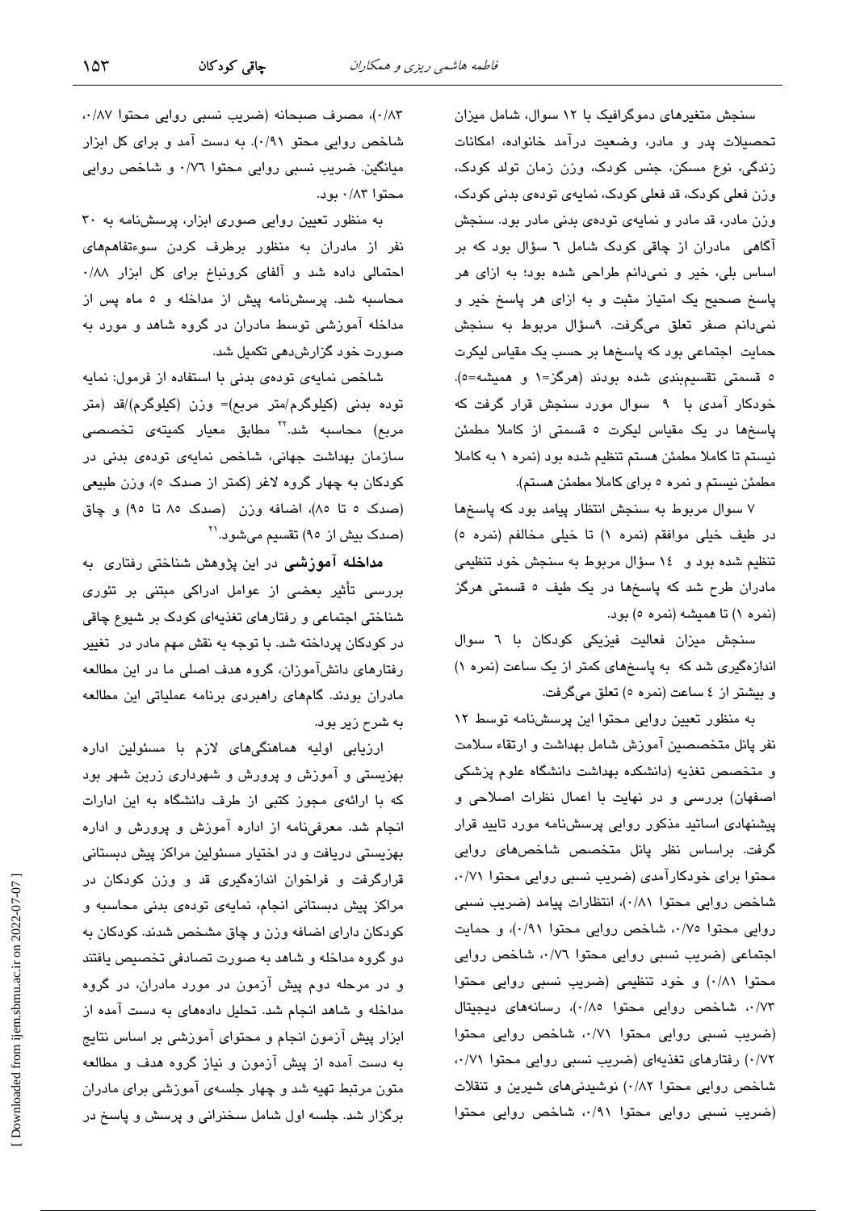سنجش متغیرهای دموگرافیک با ۱۲ سوال، شامل میزان تحصیلات پدر و مادر، وضعیت درآمد خانواده، امکانات زندگی، نوع مسکن، جنس کودک، وزن زمان تولد کودک، وزن فعلی کودک، قد فعلی کودک، نمایه‌ی توده‌ی بدنی کودک، وزن مادر، قد مادر و نمایه‌ی توده‌ی بدنی مادر بود. سنجش آگاهی مادران از چاقی کودک شامل ٦ سؤال بود که بر اساس بلی، خیر و نمی‌دانم طراحی شده بود؛ به ازای هر پاسخ صحیح یک امتیاز مثبت و به ازای هر پاسخ خیر و نمی‌دانم امتیاز صفر تعلق می‌گرفت. ۹سؤال مربوط به سنجش حمایت اجتماعی بود که پاسخ‌ها بر حسب یک مقیاس لیکرت ٥ قسمتی تقسیم‌بندی شده بودند (هرگز=۱ و همیشه=٥). خودکار آمدی با ۹ سوال مورد سنجش قرار گرفت که پاسخ‌ها در یک مقیاس لیکرت ٥ قسمتی از کاملا مطمئن نیستم تا کاملا مطمئن هستم تنظیم شده بود (نمره ۱ به کاملا مطمئن نیستم و نمره ٥ برای کاملا مطمئن هستم).

۷ سوال مربوط به سنجش انتظار پیامد بود که پاسخ‌ها در طیف خیلی موافقم (نمره ۱) تا خیلی مخالفم (نمره ٥) تنظیم شده بود و ١٤ سؤال مربوط به سنجش خود تنظیمی مادران طرح شد که پاسخ‌ها در یک طیف ٥ قسمتی هرگز (نمره ۱) تا همیشه (نمره ٥) بود.

سنجش میزان فعالیت فیزیکی کودکان با ٦ سوال اندازه‌گیری شد که به پاسخ‌های کمتر از یک ساعت (نمره ۱) و بیشتر از ٤ ساعت (نمره ٥) تعلق می‌گرفت.

به منظور تعیین روایی محتوا این پرسشنامه توسط ۱۲ نفر پانل متخصصین آموزش بهداشت و ارتقاء سلامت و متخصص تغذیه (دانشکده بهداشت دانشگاه علوم پزشکی اصفهان) بررسی و در نهایت با اعمال نظرات اصلاحی و پیشنهادی اساتید مذکور روایی پرسشنامه مورد تایید قرار گرفت. براساس نظر پانل متخصصص شاخص‌های روایی محتوا برای خودکارآمدی (ضریب نسبی روایی محتوا ۰/۷۱، شاخص روایی محتوا ۰/۸۱)، انتظارات پیامد (ضریب نسبی روایی محتوا ۰/۷٥، شاخص روایی محتوا ۰/۹۱)، و حمایت اجتماعی (ضریب نسبی روایی محتوا ۰/۷٦، شاخص روایی محتوا ۰/۸۱) و خود تنظیمی (ضریب نسبی روایی محتوا ۰/۷۳، شاخص روایی محتوا ۰/۸٥)، رسانه‌های دیجیتال (ضریب نسبی روایی محتوا ۰/۷۱، شاخص روایی محتوا ۰/۷۲) رفتارهای تغذیه‌ای (ضریب نسبی روایی محتوا ۰/۷۱، شاخص روایی محتوا ۰/۸۲) نوشیدنی‌های شیرین و تنقلات (ضریب نسبی روایی محتوا ۰/۹۱، شاخص روایی محتوا ۰/۸۳)، مصرف صبحانه (ضریب نسبی روایی محتوا ۰/۸۷، شاخص روایی محتو ۰/۹۱). به دست آمد و برای کل ابزار میانگین. ضریب نسبی روایی محتوا ۰/۷٦ و شاخص روایی محتوا ۰/۸۳ بود.

به منظور تعیین روایی صوری ابزار، پرسشنامه به ۳۰ نفر از مادران به منظور برطرف کردن سوءتفاهم‌های احتمالی داده شد و آلفای کرونباخ برای کل ابزار ۰/۸۸ محاسبه شد. پرسشنامه پیش از مداخله و ٥ ماه پس از مداخله آموزشی توسط مادران در گروه شاهد و مورد به صورت خود گزارش‌دهی تکمیل شد.

شاخص نمایه‌ی توده‌ی بدنی با استفاده از فرمول: نمایه توده بدنی (کیلوگرم/متر مربع)= وزن (کیلوگرم)/قد (متر مربع) محاسبه شد.[22] مطابق معیار کمیته‌ی تخصصی سازمان بهداشت جهانی، شاخص نمایه‌ی توده‌ی بدنی در کودکان به چهار گروه لاغر (کمتر از صدک ٥)، وزن طبیعی (صدک ٥ تا ۸٥)، اضافه وزن (صدک ۸٥ تا ۹٥) و چاق (صدک بیش از ۹٥) تقسیم می‌شود.[21]

**مداخله آموزشی** در این پژوهش شناختی رفتاری به بررسی تأثیر بعضی از عوامل ادراکی مبتنی بر تئوری شناختی اجتماعی و رفتارهای تغذیه‌ای کودک بر شیوع چاقی در کودکان پرداخته شد. با توجه به نقش مهم مادر در تغییر رفتارهای دانش‌آموزان، گروه هدف اصلی ما در این مطالعه مادران بودند. گام‌های راهبردی برنامه عملیاتی این مطالعه به شرح زیر بود.

ارزیابی اولیه هماهنگی‌های لازم با مسئولین اداره بهزیستی و آموزش و پرورش و شهرداری زرین شهر بود که با ارائه‌ی مجوز کتبی از طرف دانشگاه به این ادارات انجام شد. معرفی‌نامه از اداره آموزش و پرورش و اداره بهزیستی دریافت و در اختیار مسئولین مراکز پیش دبستانی قرارگرفت و فراخوان اندازه‌گیری قد و وزن کودکان در مراکز پیش دبستانی انجام، نمایه‌ی توده‌ی بدنی محاسبه و کودکان دارای اضافه وزن و چاق مشخص شدند. کودکان به دو گروه مداخله و شاهد به صورت تصادفی تخصیص یافتند و در مرحله دوم پیش آزمون در مورد مادران، در گروه مداخله و شاهد انجام شد. تحلیل داده‌های به دست آمده از ابزار پیش آزمون انجام و محتوای آموزشی بر اساس نتایج به دست آمده از پیش آزمون و نیاز گروه هدف و مطالعه متون مرتبط تهیه شد و چهار جلسه‌ی آموزشی برای مادران برگزار شد. جلسه اول شامل سخنرانی و پرسش و پاسخ در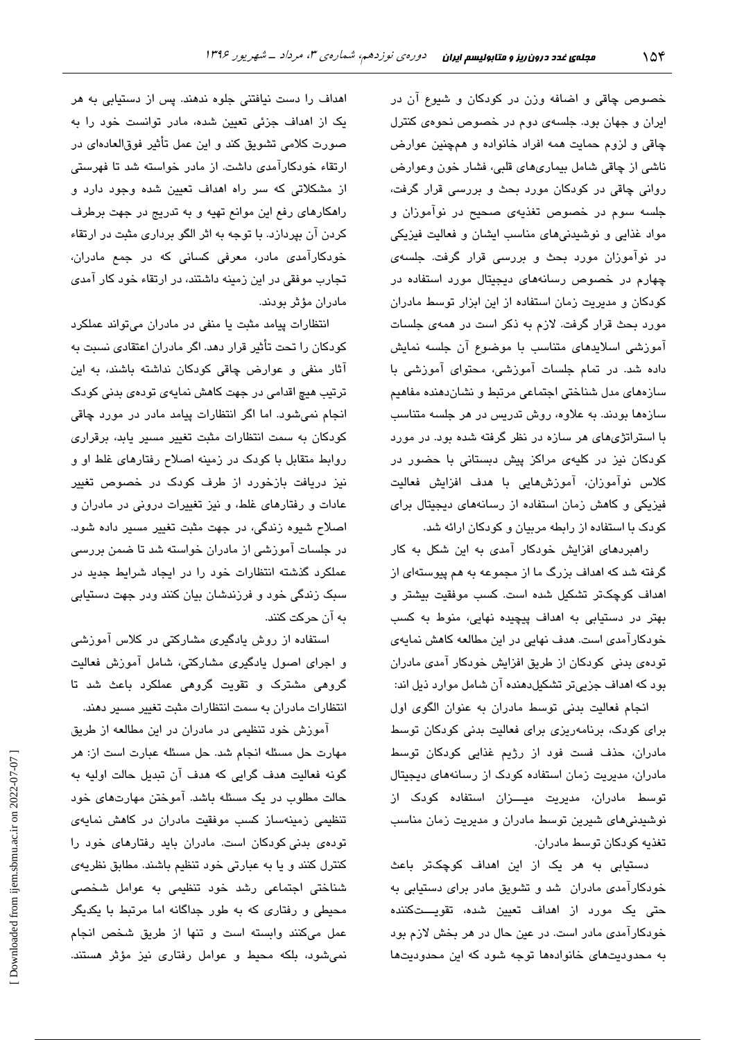خصوص چاقی و اضافه وزن در کودکان و شیوع آن در ایران و جهان بود. جلسه‌ی دوم در خصوص نحوه‌ی کنترل چاقی و لزوم حمایت همه افراد خانواده و همچنین عوارض ناشی از چاقی شامل بیماری‌های قلبی، فشار خون وعوارض روانی چاقی در کودکان مورد بحث و بررسی قرار گرفت، جلسه سوم در خصوص تغذیه‌ی صحیح در نوآموزان و مواد غذایی و نوشیدنی‌های مناسب ایشان و فعالیت فیزیکی در نوآموزان مورد بحث و بررسی قرار گرفت. جلسه‌ی چهارم در خصوص رسانه‌های دیجیتال مورد استفاده در کودکان و مدیریت زمان استفاده از این ابزار توسط مادران مورد بحث قرار گرفت. لازم به ذکر است در همه‌ی جلسات آموزشی اسلایدهای متناسب با موضوع آن جلسه نمایش داده شد. در تمام جلسات آموزشی، محتوای آموزشی با سازه‌های مدل شناختی اجتماعی مرتبط و نشان‌دهنده مفاهیم سازه‌ها بودند. به علاوه، روش تدریس در هر جلسه متناسب با استراتژی‌های هر سازه در نظر گرفته شده بود. در مورد کودکان نیز در کلیه‌ی مراکز پیش دبستانی با حضور در کلاس نوآموزان، آموزش‌هایی با هدف افزایش فعالیت فیزیکی و کاهش زمان استفاده از رسانه‌های دیجیتال برای کودک با استفاده از رابطه مربیان و کودکان ارائه شد.

راهبردهای افزایش خودکار آمدی به این شکل به کار گرفته شد که اهداف بزرگ ما از مجموعه به هم پیوسته‌ای از اهداف کوچک‌تر تشکیل شده است. کسب موفقیت بیشتر و بهتر در دستیابی به اهداف پیچیده نهایی، منوط به کسب خودکارآمدی است. هدف نهایی در این مطالعه کاهش نمایه‌ی توده‌ی بدنی کودکان از طریق افزایش خودکار آمدی مادران بود که اهداف جزیی‌تر تشکیل‌دهنده آن شامل موارد ذیل اند:

انجام فعالیت بدنی توسط مادران به عنوان الگوی اول برای کودک، برنامه‌ریزی برای فعالیت بدنی کودکان توسط مادران، حذف فست فود از رژیم غذایی کودکان توسط مادران، مدیریت زمان استفاده کودک از رسانه‌های دیجیتال توسط مادران، مدیریت میـــزان استفاده کودک از نوشیدنی‌های شیرین توسط مادران و مدیریت زمان مناسب تغذیه کودکان توسط مادران.

دستیابی به هر یک از این اهداف کوچک‌تر باعث خودکارآمدی مادران شد و تشویق مادر برای دستیابی به حتی یک مورد از اهداف تعیین شده، تقویـــت‌کننده خودکارآمدی مادر است. در عین حال در هر بخش لازم بود به محدودیت‌های خانواده‌ها توجه شود که این محدودیت‌ها اهداف را دست نیافتنی جلوه ندهند. پس از دستیابی به هر یک از اهداف جزئی تعیین شده، مادر توانست خود را به صورت کلامی تشویق کند و این عمل تأثیر فوق‌العاده‌ای در ارتقاء خودکارآمدی خود داشت. از مادر خواسته شد تا فهرستی از مشکلاتی که سر راه اهداف تعیین شده وجود دارد و راهکارهای رفع این موانع تهیه و به تدریج در جهت برطرف کردن آن بپردازد. با توجه به اثر الگو برداری مثبت در ارتقاء خودکارآمدی مادر، معرفی کسانی که در جمع مادران، تجارب موفقی در این زمینه داشتند، در ارتقاء خود کار آمدی مادران مؤثر بودند.

انتظارات پیامد مثبت یا منفی در مادران می‌تواند عملکرد کودکان را تحت تأثیر قرار دهد. اگر مادران اعتقادی نسبت به آثار منفی و عوارض چاقی کودکان نداشته باشند، به این ترتیب هیچ اقدامی در جهت کاهش نمایه‌ی توده‌ی بدنی کودک انجام نمی‌شود. اما اگر انتظارات پیامد مادر در مورد چاقی کودکان به سمت انتظارات مثبت تغییر مسیر یابد، برقراری روابط متقابل با کودک در زمینه اصلاح رفتارهای غلط او و نیز دریافت بازخورد از طرف کودک در خصوص تغییر عادات و رفتارهای غلط، و نیز تغییرات درونی در مادران و اصلاح شیوه زندگی، در جهت مثبت تغییر مسیر داده شود. در جلسات آموزشی از مادران خواسته شد تا ضمن بررسی عملکرد گذشته انتظارات خود را در ایجاد شرایط جدید در سبک زندگی خود و فرزندشان بیان کنند ودر جهت دستیابی به آن حرکت کنند.

استفاده از روش یادگیری مشارکتی در کلاس آموزشی و اجرای اصول یادگیری مشارکتی، شامل آموزش فعالیت گروهی مشترک و تقویت گروهی عملکرد باعث شد تا انتظارات مادران به سمت انتظارات مثبت تغییر مسیر دهند.

آموزش خود تنظیمی در مادران در این مطالعه از طریق مهارت حل مسئله انجام شد. حل مسئله عبارت است از: هر گونه فعالیت هدف گرایی که هدف آن تبدیل حالت اولیه به حالت مطلوب در یک مسئله باشد. آموختن مهارت‌های خود تنظیمی زمینه‌ساز کسب موفقیت مادران در کاهش نمایه‌ی توده‌ی بدنی کودکان است. مادران باید رفتارهای خود را کنترل کنند و یا به عبارتی خود تنظیم باشند. مطابق نظریه‌ی شناختی اجتماعی رشد خود تنظیمی به عوامل شخصی محیطی و رفتاری که به طور جداگانه اما مرتبط با یکدیگر عمل می‌کنند وابسته است و تنها از طریق شخص انجام نمی‌شود، بلکه محیط و عوامل رفتاری نیز مؤثر هستند.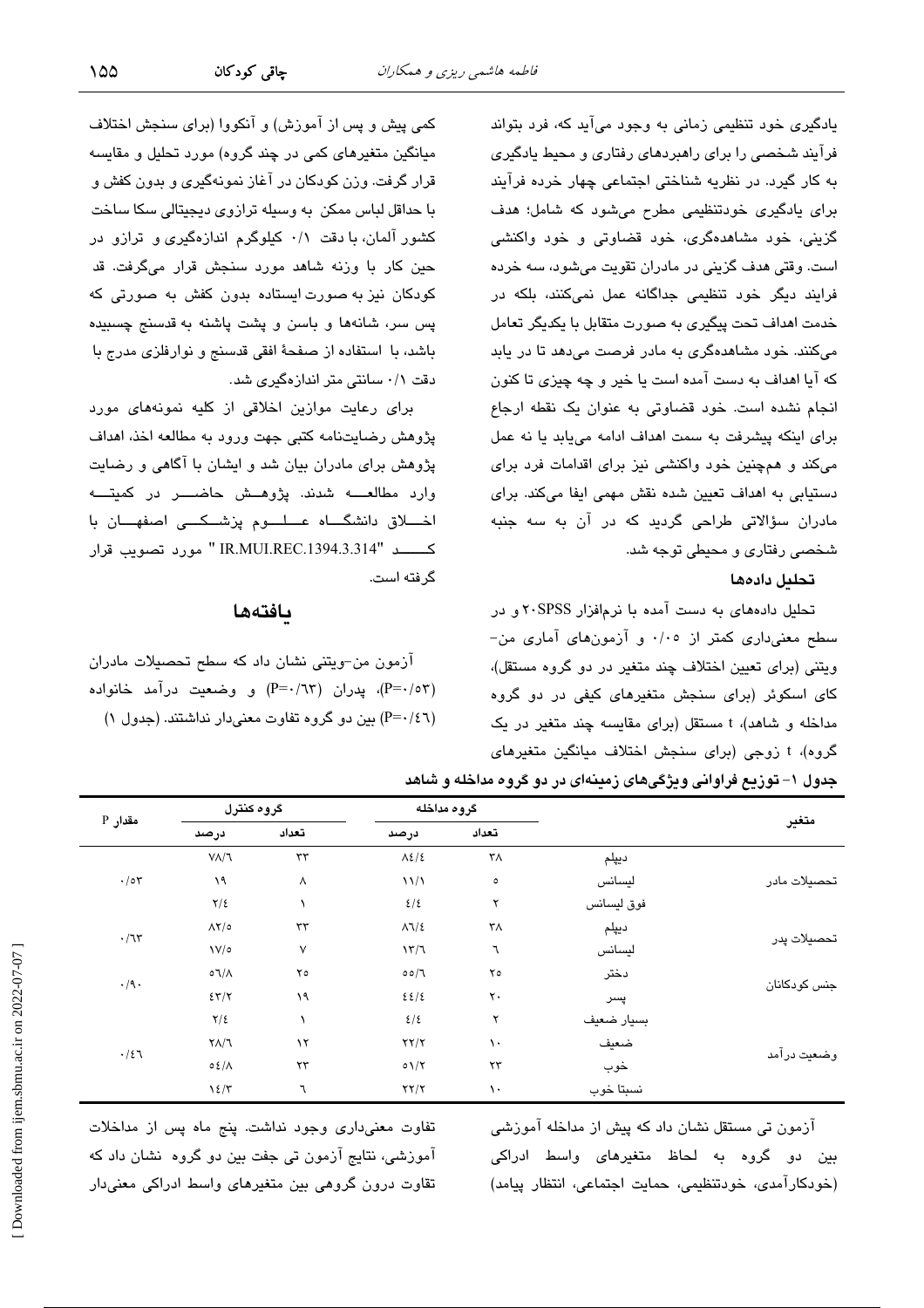یادگیری خود تنظیمی زمانی به وجود می‌آید که، فرد بتواند فرآیند شخصی را برای راهبردهای رفتاری و محیط یادگیری به کار گیرد. در نظریه شناختی اجتماعی چهار خرده فرآیند برای یادگیری خودتنظیمی مطرح می‌شود که شامل؛ هدف گزینی، خود مشاهده‌گری، خود قضاوتی و خود واکنشی است. وقتی هدف گزینی در مادران تقویت می‌شود، سه خرده فرایند دیگر خود تنظیمی جداگانه عمل نمی‌کنند، بلکه در خدمت اهداف تحت پیگیری به صورت متقابل با یکدیگر تعامل می‌کنند. خود مشاهده‌گری به مادر فرصت می‌دهد تا در یابد که آیا اهداف به دست آمده است یا خیر و چه چیزی تا کنون انجام نشده است. خود قضاوتی به عنوان یک نقطه ارجاع برای اینکه پیشرفت به سمت اهداف ادامه می‌یابد یا نه عمل می‌کند و همچنین خود واکنشی نیز برای اقدامات فرد برای دستیابی به اهداف تعیین شده نقش مهمی ایفا می‌کند. برای مادران سؤالاتی طراحی گردید که در آن به سه جنبه شخصی رفتاری و محیطی توجه شد.

#### تحلیل داده‌ها

تحلیل داده‌های به دست آمده با نرم‌افزار SPSS۲۰ و در سطح معنی‌داری کمتر از ۰/۰۵ و آزمون‌های آماری من-ویتنی (برای تعیین اختلاف چند متغیر در دو گروه مستقل)، کای اسکوئر (برای سنجش متغیرهای کیفی در دو گروه مداخله و شاهد)، t مستقل (برای مقایسه چند متغیر در یک گروه)، t زوجی (برای سنجش اختلاف میانگین متغیرهای کمی پیش و پس از آموزش) و آنکووا (برای سنجش اختلاف میانگین متغیرهای کمی در چند گروه) مورد تحلیل و مقایسه قرار گرفت. وزن کودکان در آغاز نمونه‌گیری و بدون کفش و با حداقل لباس ممکن به وسیله ترازوی دیجیتالی سکا ساخت کشور آلمان، با دقت ۰/۱ کیلوگرم اندازه‌گیری و ترازو در حین کار با وزنه شاهد مورد سنجش قرار می‌گرفت. قد کودکان نیز به صورت ایستاده بدون کفش به صورتی که پس سر، شانه‌ها و باسن و پشت پاشنه به قدسنج چسبیده باشد، با استفاده از صفحهٔ افقی قدسنج و نوارفلزی مدرج با دقت ۰/۱ سانتی متر اندازه‌گیری شد.

برای رعایت موازین اخلاقی از کلیه نمونه‌های مورد پژوهش رضایت‌نامه کتبی جهت ورود به مطالعه اخذ، اهداف پژوهش برای مادران بیان شد و ایشان با آگاهی و رضایت وارد مطالعه شدند. پژوهش حاضر در کمیته اخلاق دانشگاه علوم پزشکی اصفهان با کد "IR.MUI.REC.1394.3.314" مورد تصویب قرار گرفته است.

## یافته‌ها

آزمون من-ویتنی نشان داد که سطح تحصیلات مادران (P=۰/۵۳)، پدران (P=۰/۶۳) و وضعیت درآمد خانواده (P=۰/۴۶) بین دو گروه تفاوت معنی‌دار نداشتند. (جدول ۱)

جدول ۱- توزیع فراوانی ویژگی‌های زمینه‌ای در دو گروه مداخله و شاهد

| متغیر | | گروه مداخله | | گروه کنترل | | مقدار P |
|---|---|---|---|---|---|---|
| | | تعداد | درصد | تعداد | درصد | |
| تحصیلات مادر | دیپلم | ۳۸ | ۸۴/۴ | ۳۳ | ۷۸/۶ | ۰/۵۳ |
| | لیسانس | ۵ | ۱۱/۱ | ۸ | ۱۹ | |
| | فوق لیسانس | ۲ | ۴/۴ | ۱ | ۲/۴ | |
| تحصیلات پدر | دیپلم | ۳۸ | ۸۶/۴ | ۳۳ | ۸۲/۵ | ۰/۶۳ |
| | لیسانس | ۶ | ۱۳/۶ | ۷ | ۱۷/۵ | |
| جنس کودکان | دختر | ۲۵ | ۵۵/۶ | ۲۵ | ۵۶/۸ | ۰/۹۰ |
| | پسر | ۲۰ | ۴۴/۴ | ۱۹ | ۴۳/۲ | |
| وضعیت درآمد | بسیار ضعیف | ۲ | ۴/۴ | ۱ | ۲/۴ | ۰/۴۶ |
| | ضعیف | ۱۰ | ۲۲/۲ | ۱۲ | ۲۸/۶ | |
| | خوب | ۲۳ | ۵۱/۲ | ۲۳ | ۵۴/۸ | |
| | نسبتا خوب | ۱۰ | ۲۲/۲ | ۶ | ۱۴/۳ | |

آزمون تی مستقل نشان داد که پیش از مداخله آموزشی بین دو گروه به لحاظ متغیرهای واسط ادراکی (خودکارآمدی، خودتنظیمی، حمایت اجتماعی، انتظار پیامد) تفاوت معنی‌داری وجود نداشت. پنج ماه پس از مداخلات آموزشی، نتایج آزمون تی جفت بین دو گروه نشان داد که تفاوت درون گروهی بین متغیرهای واسط ادراکی معنی‌دار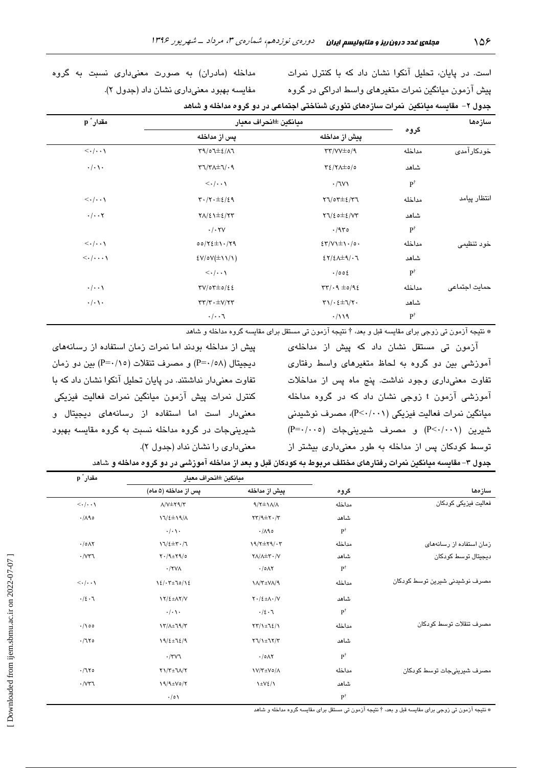است. در پایان، تحلیل آنکوا نشان داد که با کنترل نمرات پیش آزمون میانگین نمرات متغیرهای واسط ادراکی در گروه مداخله (مادران) به صورت معنی‌داری نسبت به گروه مقایسه بهبود معنی‌داری نشان داد (جدول ۲).

**جدول ۲- مقایسه میانگین نمرات سازه‌های تئوری شناختی اجتماعی در دو گروه مداخله و شاهد**

| سازه‌ها | گروه | میانگین ±انحراف معیار | | مقدار * p |
|---|---|---|---|---|
| | | پیش از مداخله | پس از مداخله | |
| خودکارآمدی | مداخله | ۳۳/۷۷±۵/۹ | ۳۹/۵۶±۴/۸۶ | <۰/۰۰۱ |
| | شاهد | ۳۴/۲۸±۵/۵ | ۳۶/۳۸±۶/۰۹ | ۰/۰۱۰ |
| | P† | ۰/۶۷۱ | <۰/۰۰۱ | |
| انتظار پیامد | مداخله | ۲۶/۵۳±۴/۳۶ | ۳۰/۲۰±۴/۴۹ | <۰/۰۰۱ |
| | شاهد | ۲۶/۴۵±۴/۷۳ | ۲۸/۴۱±۴/۲۳ | ۰/۰۰۲ |
| | P† | ۰/۹۳۵ | ۰/۰۲۷ | |
| خود تنظیمی | مداخله | ۴۳/۷۱±۱۰/۵۰ | ۵۵/۲۴±۱۰/۲۹ | <۰/۰۰۱ |
| | شاهد | ۴۲/۴۸±۹/۰۶ | ۴۷/۵۷(±۱۱/۱) | <۰/۰۰۰۱ |
| | P† | ۰/۵۵۴ | <۰/۰۰۱ | |
| حمایت اجتماعی | مداخله | ۳۳/۰۹ ±۵/۹۴ | ۳۷/۵۳±۵/۴۴ | ۰/۰۰۱ |
| | شاهد | ۳۱/۰۴±۶/۲۰ | ۳۳/۳۰±۷/۲۳ | ۰/۰۱۰ |
| | P† | ۰/۱۱۹ | ۰/۰۰۶ | |

* نتیجه آزمون تی زوجی برای مقایسه قبل و بعد، † نتیجه آزمون تی مستقل برای مقایسه گروه مداخله و شاهد

آزمون تی مستقل نشان داد که پیش از مداخله‌ی آموزشی بین دو گروه به لحاظ متغیرهای واسط رفتاری تفاوت معنی‌داری وجود نداشت. پنج ماه پس از مداخلات آموزشی آزمون t زوجی نشان داد که در گروه مداخله میانگین نمرات فعالیت فیزیکی (P<۰/۰۰۱)، مصرف نوشیدنی شیرین (P<۰/۰۰۱) و مصرف شیرینی‌جات (P=۰/۰۰۵) توسط کودکان پس از مداخله به طور معنی‌داری بیشتر از پیش از مداخله بودند اما نمرات زمان استفاده از رسانه‌های دیجیتال (P=۰/۵۸) و مصرف تنقلات (P=۰/۱۵) بین دو زمان تفاوت معنی‌دار نداشتند. در پایان تحلیل آنکوا نشان داد که با کنترل نمرات پیش آزمون میانگین نمرات فعالیت فیزیکی معنی‌دار است اما استفاده از رسانه‌های دیجیتال و شیرینی‌جات در گروه مداخله نسبت به گروه مقایسه بهبود معنی‌داری را نشان نداد (جدول ۲).

**جدول ۳- مقایسه میانگین نمرات رفتارهای مختلف مربوط به کودکان قبل و بعد از مداخله آموزشی در دو گروه مداخله و شاهد**

| سازه‌ها | گروه | میانگین ±انحراف معیار | | مقدار * p |
|---|---|---|---|---|
| | | پیش از مداخله | پس از مداخله (۵ ماه) | |
| فعالیت فیزیکی کودکان | مداخله | ۹/۲±۱۸/۸ | ۸/۷±۲۹/۳ | <۰/۰۰۱ |
| | شاهد | ۲۳/۹±۲۰/۳ | ۱۶/۴±۱۹/۸ | ۰/۸۹۵ |
| | P† | ۰/۸۹۵ | ۰/۰۱۰ | |
| زمان استفاده از رسانه‌های دیجیتال توسط کودکان | مداخله | ۱۹/۲±۲۹/۰۳ | ۱۶/۴±۳۰/۶ | ۰/۵۸۲ |
| | شاهد | ۲۸/۸±۳۰/۷ | ۲۰/۹±۲۹/۵ | ۰/۷۳۶ |
| | P† | ۰/۵۸۲ | ۰/۲۷۸ | |
| مصرف نوشیدنی شیرین توسط کودکان | مداخله | ۱۸/۳±۷۸/۹ | ۱۴/۰۳±۶۵/۱۴ | <۰/۰۰۱ |
| | شاهد | ۲۰/۴±۸۰/۷ | ۱۲/۴±۸۲/۷ | ۰/۴۰۶ |
| | P† | ۰/۴۰۶ | ۰/۰۱۰ | |
| مصرف تنقلات توسط کودکان | مداخله | ۲۳/۱±۶۴/۱ | ۱۳/۸±۶۹/۳ | ۰/۱۵۵ |
| | شاهد | ۲۶/۱±۶۲/۳ | ۱۹/۴±۶۴/۹ | ۰/۶۲۵ |
| | P† | ۰/۵۸۲ | ۰/۳۷۶ | |
| مصرف شیرینی‌جات توسط کودکان | مداخله | ۱۷/۳±۷۵/۸ | ۲۱/۳±۶۸/۲ | ۰/۶۲۵ |
| | شاهد | ۱±۷۴/۱ | ۱۹/۹±۷۵/۲ | ۰/۷۳۶ |
| | P† | | ۰/۵۱ | |

* نتیجه آزمون تی زوجی برای مقایسه قبل و بعد، † نتیجه آزمون تی مستقل برای مقایسه گروه مداخله و شاهد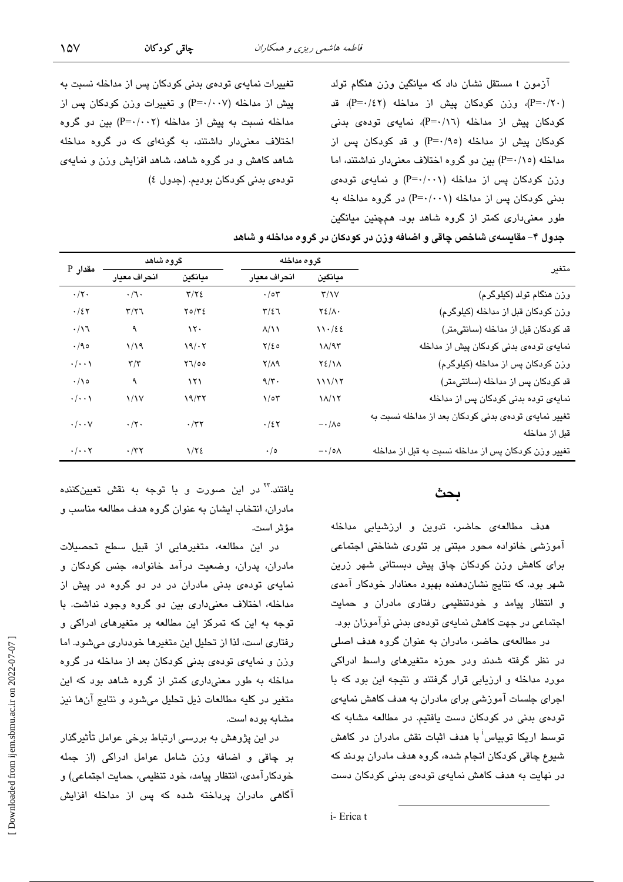آزمون t مستقل نشان داد که میانگین وزن هنگام تولد (P=۰/۲۰)، وزن کودکان پیش از مداخله (P=۰/۴۲)، قد کودکان پیش از مداخله (P=۰/۱۶)، نمایه‌ی توده‌ی بدنی کودکان پیش از مداخله (P=۰/۹۵) و قد کودکان پس از مداخله (P=۰/۱۵) بین دو گروه اختلاف معنی‌دار نداشتند، اما وزن کودکان پس از مداخله (P=۰/۰۰۱) و نمایه‌ی توده‌ی بدنی کودکان پس از مداخله (P=۰/۰۰۱) در گروه مداخله به طور معنی‌داری کمتر از گروه شاهد بود. هم‌چنین میانگین تغییرات نمایه‌ی توده‌ی بدنی کودکان پس از مداخله نسبت به پیش از مداخله (P=۰/۰۰۷) و تغییرات وزن کودکان پس از مداخله نسبت به پیش از مداخله (P=۰/۰۰۲) بین دو گروه اختلاف معنی‌دار داشتند، به گونه‌ای که در گروه مداخله شاهد کاهش و در گروه شاهد، شاهد افزایش وزن و نمایه‌ی توده‌ی بدنی کودکان بودیم. (جدول ۴)

**جدول ۴- مقایسه‌ی شاخص چاقی و اضافه وزن در کودکان در گروه مداخله و شاهد**

| متغیر | گروه مداخله | | گروه شاهد | | مقدار P |
|---|---|---|---|---|---|
| | میانگین | انحراف معیار | میانگین | انحراف معیار | |
| وزن هنگام تولد (کیلوگرم) | ۳/۱۷ | ۰/۵۳ | ۳/۲۴ | ۰/۶۰ | ۰/۲۰ |
| وزن کودکان قبل از مداخله (کیلوگرم) | ۲۴/۸۰ | ۳/۴۶ | ۲۵/۳۴ | ۳/۲۶ | ۰/۴۲ |
| قد کودکان قبل از مداخله (سانتی‌متر) | ۱۱۰/۴۴ | ۸/۱۱ | ۱۲۰ | ۹ | ۰/۱۶ |
| نمایه‌ی توده‌ی بدنی کودکان پیش از مداخله | ۱۸/۹۳ | ۲/۴۵ | ۱۹/۰۲ | ۱/۱۹ | ۰/۹۵ |
| وزن کودکان پس از مداخله (کیلوگرم) | ۲۴/۱۸ | ۲/۸۹ | ۲۶/۵۵ | ۳/۳ | ۰/۰۰۱ |
| قد کودکان پس از مداخله (سانتی‌متر) | ۱۱۱/۱۲ | ۹/۳۰ | ۱۲۱ | ۹ | ۰/۱۵ |
| نمایه‌ی توده بدنی کودکان پس از مداخله | ۱۸/۱۲ | ۱/۵۳ | ۱۹/۳۲ | ۱/۱۷ | ۰/۰۰۱ |
| تغییر نمایه‌ی توده‌ی بدنی کودکان بعد از مداخله نسبت به قبل از مداخله | −۰/۸۵ | ۰/۴۲ | ۰/۳۲ | ۰/۲۰ | ۰/۰۰۷ |
| تغییر وزن کودکان پس از مداخله نسبت به قبل از مداخله | −۰/۵۸ | ۰/۵ | ۱/۲۴ | ۰/۳۲ | ۰/۰۰۲ |

## بحث

هدف مطالعه‌ی حاضر، تدوین و ارزشیابی مداخله آموزشی خانواده محور مبتنی بر تئوری شناختی اجتماعی برای کاهش وزن کودکان چاق پیش دبستانی شهر زرین شهر بود. که نتایج نشان‌دهنده بهبود معنادار خودکار آمدی و انتظار پیامد و خودتنظیمی رفتاری مادران و حمایت اجتماعی در جهت کاهش نمایه‌ی توده‌ی بدنی نوآموزان بود.

در مطالعه‌ی حاضر، مادران به عنوان گروه هدف اصلی در نظر گرفته شدند ودر حوزه متغیرهای واسط ادراکی مورد مداخله و ارزیابی قرار گرفتند و نتیجه این بود که با اجرای جلسات آموزشی برای مادران به هدف کاهش نمایه‌ی توده‌ی بدنی در کودکان دست یافتیم. در مطالعه مشابه که توسط اریکا توبیاس[i] با هدف اثبات نقش مادران در کاهش شیوع چاقی کودکان انجام شده، گروه هدف مادران بودند که در نهایت به هدف کاهش نمایه‌ی توده‌ی بدنی کودکان دست یافتند.[۲۳] در این صورت و با توجه به نقش تعیین‌کننده مادران، انتخاب ایشان به عنوان گروه هدف مطالعه مناسب و مؤثر است.

در این مطالعه، متغیرهایی از قبیل سطح تحصیلات مادران، پدران، وضعیت درآمد خانواده، جنس کودکان و نمایه‌ی توده‌ی بدنی مادران در در دو گروه در پیش از مداخله، اختلاف معنی‌داری بین دو گروه وجود نداشت. با توجه به این که تمرکز این مطالعه بر متغیرهای ادراکی و رفتاری است، لذا از تحلیل این متغیرها خودداری می‌شود. اما وزن و نمایه‌ی توده‌ی بدنی کودکان بعد از مداخله در گروه مداخله به طور معنی‌داری کمتر از گروه شاهد بود که این متغیر در کلیه مطالعات ذیل تحلیل می‌شود و نتایج آن‌ها نیز مشابه بوده است.

در این پژوهش به بررسی ارتباط برخی عوامل تأثیرگذار بر چاقی و اضافه وزن شامل عوامل ادراکی (از جمله خودکارآمدی، انتظار پیامد، خود تنظیمی، حمایت اجتماعی) و آگاهی مادران پرداخته شده که پس از مداخله افزایش

i- Erica t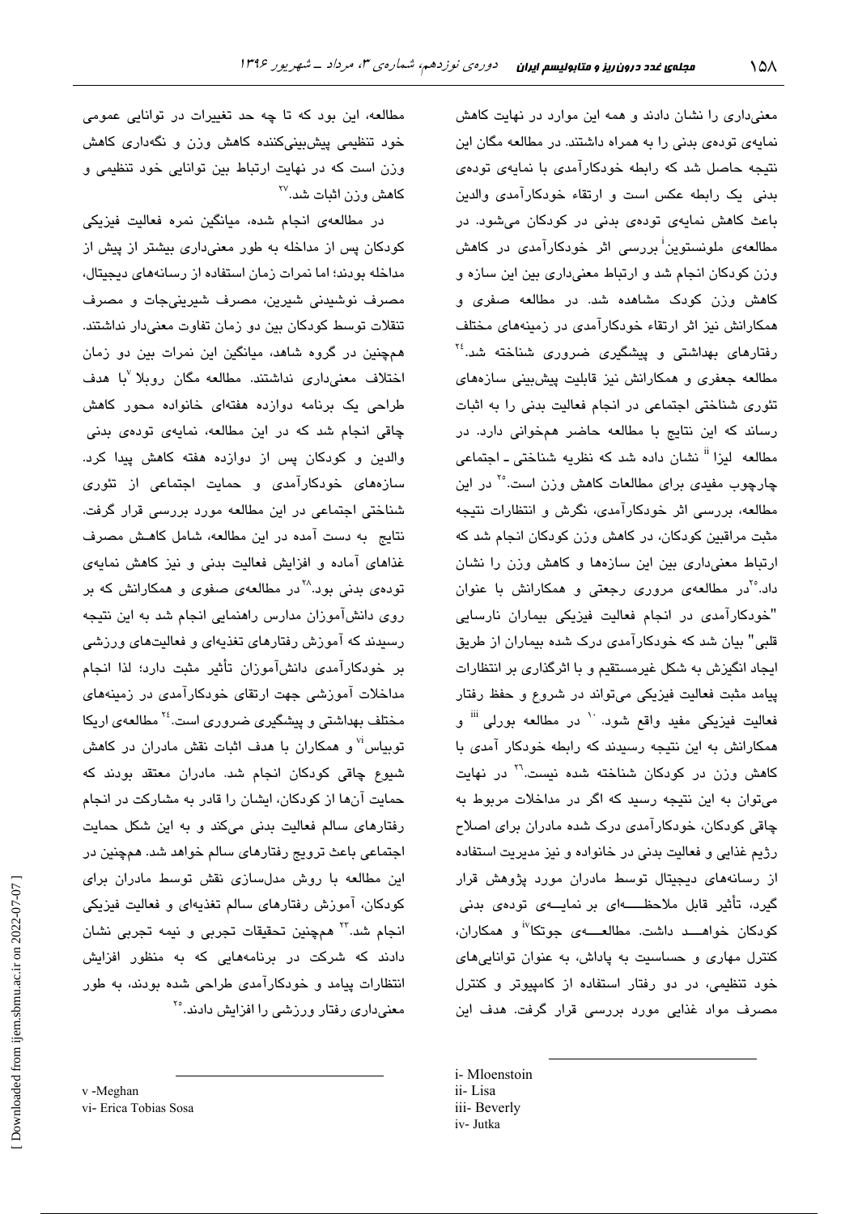معنی‌داری را نشان دادند و همه این موارد در نهایت کاهش نمایه‌ی توده‌ی بدنی را به همراه داشتند. در مطالعه مگان این نتیجه حاصل شد که رابطه خودکارآمدی با نمایه‌ی توده‌ی بدنی یک رابطه عکس است و ارتقاء خودکارآمدی والدین باعث کاهش نمایه‌ی توده‌ی بدنی در کودکان می‌شود. در مطالعه‌ی ملونستوین[i] بررسی اثر خودکارآمدی در کاهش وزن کودکان انجام شد و ارتباط معنی‌داری بین این سازه و کاهش وزن کودک مشاهده شد. در مطالعه صفری و همکارانش نیز اثر ارتقاء خودکارآمدی در زمینه‌های مختلف رفتارهای بهداشتی و پیشگیری ضروری شناخته شد.[۲۴] مطالعه جعفری و همکارانش نیز قابلیت پیش‌بینی سازه‌های تئوری شناختی اجتماعی در انجام فعالیت بدنی را به اثبات رساند که این نتایج با مطالعه حاضر همخوانی دارد. در مطالعه لیزا[ii] نشان داده شد که نظریه شناختی ـ اجتماعی چارچوب مفیدی برای مطالعات کاهش وزن است.[۲۵] در این مطالعه، بررسی اثر خودکارآمدی، نگرش و انتظارات نتیجه مثبت مراقبین کودکان، در کاهش وزن کودکان انجام شد که ارتباط معنی‌داری بین این سازه‌ها و کاهش وزن را نشان داد.[۲۵] در مطالعه‌ی مروری رجعتی و همکارانش با عنوان "خودکارآمدی در انجام فعالیت فیزیکی بیماران نارسایی قلبی" بیان شد که خودکارآمدی درک شده بیماران از طریق ایجاد انگیزش به شکل غیرمستقیم و با اثرگذاری بر انتظارات پیامد مثبت فعالیت فیزیکی می‌تواند در شروع و حفظ رفتار فعالیت فیزیکی مفید واقع شود.[۱۰] در مطالعه بورلی[iii] و همکارانش به این نتیجه رسیدند که رابطه خودکار آمدی با کاهش وزن در کودکان شناخته شده نیست.[۲۶] در نهایت می‌توان به این نتیجه رسید که اگر در مداخلات مربوط به چاقی کودکان، خودکارآمدی درک شده مادران برای اصلاح رژیم غذایی و فعالیت بدنی در خانواده و نیز مدیریت استفاده از رسانه‌های دیجیتال توسط مادران مورد پژوهش قرار گیرد، تأثیر قابل ملاحظه‌ای بر نمایه‌ی توده‌ی بدنی کودکان خواهد داشت. مطالعه‌ی جوتکا[iv] و همکاران، کنترل مهاری و حساسیت به پاداش، به عنوان توانایی‌های خود تنظیمی، در دو رفتار استفاده از کامپیوتر و کنترل مصرف مواد غذایی مورد بررسی قرار گرفت. هدف این مطالعه، این بود که تا چه حد تغییرات در توانایی عمومی خود تنظیمی پیش‌بینی‌کننده کاهش وزن و نگه‌داری کاهش وزن است که در نهایت ارتباط بین توانایی خود تنظیمی و کاهش وزن اثبات شد.[۲۷]

در مطالعه‌ی انجام شده، میانگین نمره فعالیت فیزیکی کودکان پس از مداخله به طور معنی‌داری بیشتر از پیش از مداخله بودند؛ اما نمرات زمان استفاده از رسانه‌های دیجیتال، مصرف نوشیدنی شیرین، مصرف شیرینی‌جات و مصرف تنقلات توسط کودکان بین دو زمان تفاوت معنی‌دار نداشتند. همچنین در گروه شاهد، میانگین این نمرات بین دو زمان اختلاف معنی‌داری نداشتند. مطالعه مگان روبلا[v] با هدف طراحی یک برنامه دوازده هفته‌ای خانواده محور کاهش چاقی انجام شد که در این مطالعه، نمایه‌ی توده‌ی بدنی والدین و کودکان پس از دوازده هفته کاهش پیدا کرد. سازه‌های خودکارآمدی و حمایت اجتماعی از تئوری شناختی اجتماعی در این مطالعه مورد بررسی قرار گرفت. نتایج به دست آمده در این مطالعه، شامل کاهش مصرف غذاهای آماده و افزایش فعالیت بدنی و نیز کاهش نمایه‌ی توده‌ی بدنی بود.[۲۸] در مطالعه‌ی صفوی و همکارانش که بر روی دانش‌آموزان مدارس راهنمایی انجام شد به این نتیجه رسیدند که آموزش رفتارهای تغذیه‌ای و فعالیت‌های ورزشی بر خودکارآمدی دانش‌آموزان تأثیر مثبت دارد؛ لذا انجام مداخلات آموزشی جهت ارتقای خودکارآمدی در زمینه‌های مختلف بهداشتی و پیشگیری ضروری است.[۲۴] مطالعه‌ی اریکا توبیاس[vi] و همکاران با هدف اثبات نقش مادران در کاهش شیوع چاقی کودکان انجام شد. مادران معتقد بودند که حمایت آن‌ها از کودکان، ایشان را قادر به مشارکت در انجام رفتارهای سالم فعالیت بدنی می‌کند و به این شکل حمایت اجتماعی باعث ترویج رفتارهای سالم خواهد شد. همچنین در این مطالعه با روش مدل‌سازی نقش توسط مادران برای کودکان، آموزش رفتارهای سالم تغذیه‌ای و فعالیت فیزیکی انجام شد.[۲۳] همچنین تحقیقات تجربی و نیمه تجربی نشان دادند که شرکت در برنامه‌هایی که به منظور افزایش انتظارات پیامد و خودکارآمدی طراحی شده بودند، به طور معنی‌داری رفتار ورزشی را افزایش دادند.[۲۵]

i- Mloenstoin
ii- Lisa
iii- Beverly
iv- Jutka
v -Meghan
vi- Erica Tobias Sosa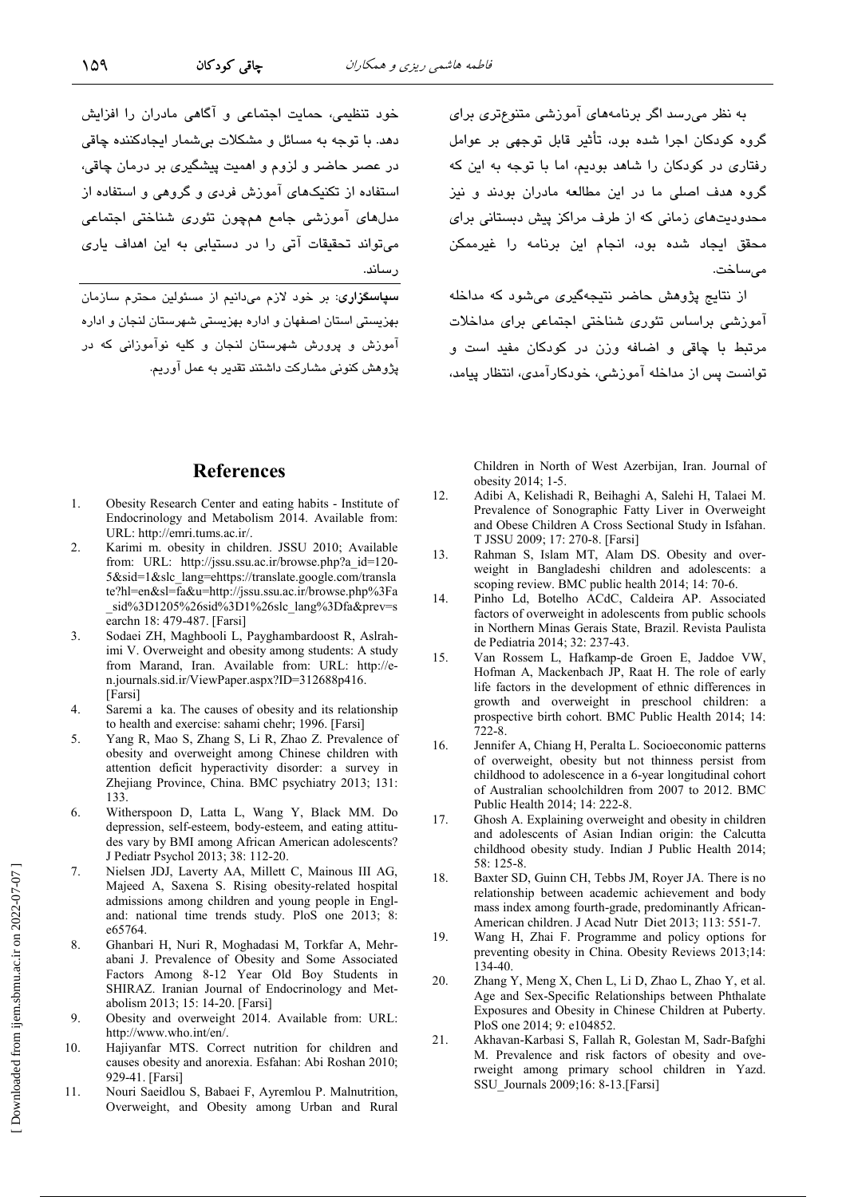به نظر می‌رسد اگر برنامه‌های آموزشی متنوع‌تری برای گروه کودکان اجرا شده بود، تأثیر قابل توجهی بر عوامل رفتاری در کودکان را شاهد بودیم، اما با توجه به این که گروه هدف اصلی ما در این مطالعه مادران بودند و نیز محدودیت‌های زمانی که از طرف مراکز پیش دبستانی برای محقق ایجاد شده بود، انجام این برنامه را غیرممکن می‌ساخت.

از نتایج پژوهش حاضر نتیجه‌گیری می‌شود که مداخله آموزشی براساس تئوری شناختی اجتماعی برای مداخلات مرتبط با چاقی و اضافه وزن در کودکان مفید است و توانست پس از مداخله آموزشی، خودکارآمدی، انتظار پیامد، خود تنظیمی، حمایت اجتماعی و آگاهی مادران را افزایش دهد. با توجه به مسائل و مشکلات بی‌شمار ایجادکننده چاقی در عصر حاضر و لزوم و اهمیت پیشگیری بر درمان چاقی، استفاده از تکنیک‌های آموزش فردی و گروهی و استفاده از مدل‌های آموزشی جامع همچون تئوری شناختی اجتماعی می‌تواند تحقیقات آتی را در دستیابی به این اهداف یاری رساند.

**سپاسگزاری**: بر خود لازم می‌دانیم از مسئولین محترم سازمان بهزیستی استان اصفهان و اداره بهزیستی شهرستان لنجان و اداره آموزش و پرورش شهرستان لنجان و کلیه نوآموزانی که در پژوهش کنونی مشارکت داشتند تقدیر به عمل آوریم.

## References

1. Obesity Research Center and eating habits - Institute of Endocrinology and Metabolism 2014. Available from: URL: http://emri.tums.ac.ir/.
2. Karimi m. obesity in children. JSSU 2010; Available from: URL: http://jssu.ssu.ac.ir/browse.php?a_id=120-5&sid=1&slc_lang=ehttps://translate.google.com/translate?hl=en&sl=fa&u=http://jssu.ssu.ac.ir/browse.php%3Fa_sid%3D1205%26sid%3D1%26slc_lang%3Dfa&prev=searchn 18: 479-487. [Farsi]
3. Sodaei ZH, Maghbooli L, Payghambardoost R, Aslrahimi V. Overweight and obesity among students: A study from Marand, Iran. Available from: URL: http://en.journals.sid.ir/ViewPaper.aspx?ID=312688p416. [Farsi]
4. Saremi a ka. The causes of obesity and its relationship to health and exercise: sahami chehr; 1996. [Farsi]
5. Yang R, Mao S, Zhang S, Li R, Zhao Z. Prevalence of obesity and overweight among Chinese children with attention deficit hyperactivity disorder: a survey in Zhejiang Province, China. BMC psychiatry 2013; 131: 133.
6. Witherspoon D, Latta L, Wang Y, Black MM. Do depression, self-esteem, body-esteem, and eating attitudes vary by BMI among African American adolescents? J Pediatr Psychol 2013; 38: 112-20.
7. Nielsen JDJ, Laverty AA, Millett C, Mainous III AG, Majeed A, Saxena S. Rising obesity-related hospital admissions among children and young people in England: national time trends study. PloS one 2013; 8: e65764.
8. Ghanbari H, Nuri R, Moghadasi M, Torkfar A, Mehrabani J. Prevalence of Obesity and Some Associated Factors Among 8-12 Year Old Boy Students in SHIRAZ. Iranian Journal of Endocrinology and Metabolism 2013; 15: 14-20. [Farsi]
9. Obesity and overweight 2014. Available from: URL: http://www.who.int/en/.
10. Hajiyanfar MTS. Correct nutrition for children and causes obesity and anorexia. Esfahan: Abi Roshan 2010; 929-41. [Farsi]
11. Nouri Saeidlou S, Babaei F, Ayremlou P. Malnutrition, Overweight, and Obesity among Urban and Rural Children in North of West Azerbijan, Iran. Journal of obesity 2014; 1-5.
12. Adibi A, Kelishadi R, Beihaghi A, Salehi H, Talaei M. Prevalence of Sonographic Fatty Liver in Overweight and Obese Children A Cross Sectional Study in Isfahan. T JSSU 2009; 17: 270-8. [Farsi]
13. Rahman S, Islam MT, Alam DS. Obesity and overweight in Bangladeshi children and adolescents: a scoping review. BMC public health 2014; 14: 70-6.
14. Pinho Ld, Botelho ACdC, Caldeira AP. Associated factors of overweight in adolescents from public schools in Northern Minas Gerais State, Brazil. Revista Paulista de Pediatria 2014; 32: 237-43.
15. Van Rossem L, Hafkamp-de Groen E, Jaddoe VW, Hofman A, Mackenbach JP, Raat H. The role of early life factors in the development of ethnic differences in growth and overweight in preschool children: a prospective birth cohort. BMC Public Health 2014; 14: 722-8.
16. Jennifer A, Chiang H, Peralta L. Socioeconomic patterns of overweight, obesity but not thinness persist from childhood to adolescence in a 6-year longitudinal cohort of Australian schoolchildren from 2007 to 2012. BMC Public Health 2014; 14: 222-8.
17. Ghosh A. Explaining overweight and obesity in children and adolescents of Asian Indian origin: the Calcutta childhood obesity study. Indian J Public Health 2014; 58: 125-8.
18. Baxter SD, Guinn CH, Tebbs JM, Royer JA. There is no relationship between academic achievement and body mass index among fourth-grade, predominantly African-American children. J Acad Nutr Diet 2013; 113: 551-7.
19. Wang H, Zhai F. Programme and policy options for preventing obesity in China. Obesity Reviews 2013;14: 134-40.
20. Zhang Y, Meng X, Chen L, Li D, Zhao L, Zhao Y, et al. Age and Sex-Specific Relationships between Phthalate Exposures and Obesity in Chinese Children at Puberty. PloS one 2014; 9: e104852.
21. Akhavan-Karbasi S, Fallah R, Golestan M, Sadr-Bafghi M. Prevalence and risk factors of obesity and overweight among primary school children in Yazd. SSU_Journals 2009;16: 8-13.[Farsi]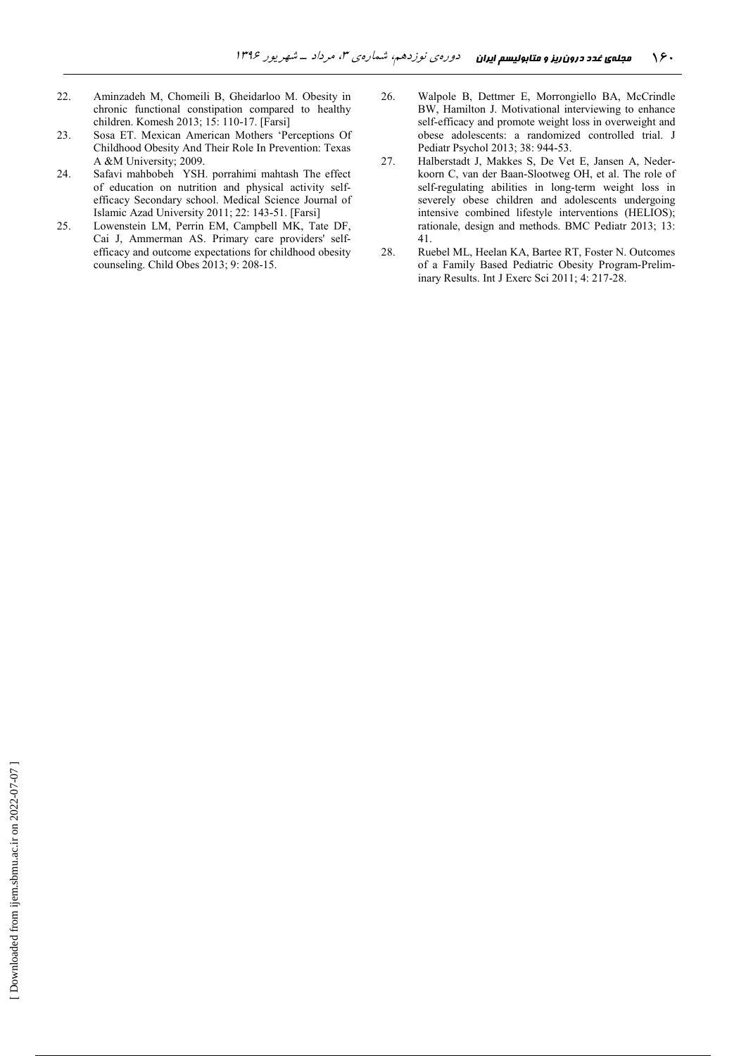22. Aminzadeh M, Chomeili B, Gheidarloo M. Obesity in chronic functional constipation compared to healthy children. Komesh 2013; 15: 110-17. [Farsi]
23. Sosa ET. Mexican American Mothers 'Perceptions Of Childhood Obesity And Their Role In Prevention: Texas A &M University; 2009.
24. Safavi mahbobeh YSH. porrahimi mahtash The effect of education on nutrition and physical activity self-efficacy Secondary school. Medical Science Journal of Islamic Azad University 2011; 22: 143-51. [Farsi]
25. Lowenstein LM, Perrin EM, Campbell MK, Tate DF, Cai J, Ammerman AS. Primary care providers' self-efficacy and outcome expectations for childhood obesity counseling. Child Obes 2013; 9: 208-15.
26. Walpole B, Dettmer E, Morrongiello BA, McCrindle BW, Hamilton J. Motivational interviewing to enhance self-efficacy and promote weight loss in overweight and obese adolescents: a randomized controlled trial. J Pediatr Psychol 2013; 38: 944-53.
27. Halberstadt J, Makkes S, De Vet E, Jansen A, Nederkoorn C, van der Baan-Slootweg OH, et al. The role of self-regulating abilities in long-term weight loss in severely obese children and adolescents undergoing intensive combined lifestyle interventions (HELIOS); rationale, design and methods. BMC Pediatr 2013; 13: 41.
28. Ruebel ML, Heelan KA, Bartee RT, Foster N. Outcomes of a Family Based Pediatric Obesity Program-Preliminary Results. Int J Exerc Sci 2011; 4: 217-28.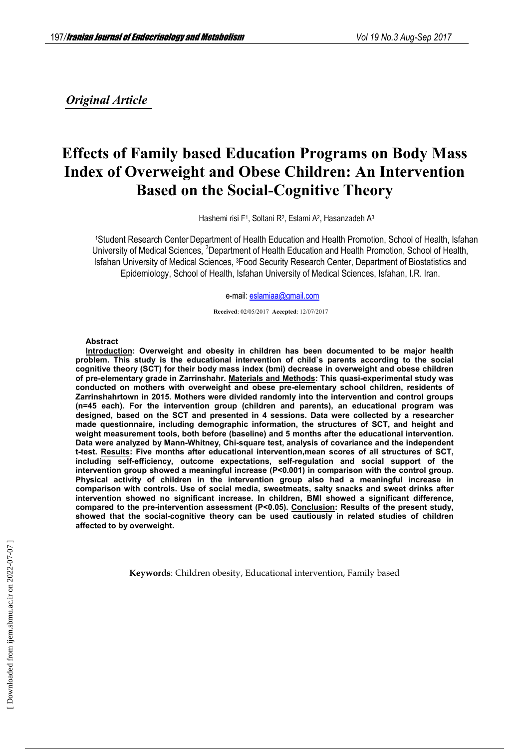*Original Article*

# Effects of Family based Education Programs on Body Mass Index of Overweight and Obese Children: An Intervention Based on the Social-Cognitive Theory

Hashemi risi F[1], Soltani R[2], Eslami A[2], Hasanzadeh A[3]

[1]Student Research Center Department of Health Education and Health Promotion, School of Health, Isfahan University of Medical Sciences, [2]Department of Health Education and Health Promotion, School of Health, Isfahan University of Medical Sciences, [3]Food Security Research Center, Department of Biostatistics and Epidemiology, School of Health, Isfahan University of Medical Sciences, Isfahan, I.R. Iran.

e-mail: eslamiaa@gmail.com

**Received**: 02/05/2017 **Accepted**: 12/07/2017

**Abstract**

**Introduction: Overweight and obesity in children has been documented to be major health problem. This study is the educational intervention of child`s parents according to the social cognitive theory (SCT) for their body mass index (bmi) decrease in overweight and obese children of pre-elementary grade in Zarrinshahr. Materials and Methods: This quasi-experimental study was conducted on mothers with overweight and obese pre-elementary school children, residents of Zarrinshahrtown in 2015. Mothers were divided randomly into the intervention and control groups (n=45 each). For the intervention group (children and parents), an educational program was designed, based on the SCT and presented in 4 sessions. Data were collected by a researcher made questionnaire, including demographic information, the structures of SCT, and height and weight measurement tools, both before (baseline) and 5 months after the educational intervention. Data were analyzed by Mann-Whitney, Chi-square test, analysis of covariance and the independent t-test. Results: Five months after educational intervention,mean scores of all structures of SCT, including self-efficiency, outcome expectations, self-regulation and social support of the intervention group showed a meaningful increase (P<0.001) in comparison with the control group. Physical activity of children in the intervention group also had a meaningful increase in comparison with controls. Use of social media, sweetmeats, salty snacks and sweet drinks after intervention showed no significant increase. In children, BMI showed a significant difference, compared to the pre-intervention assessment (P<0.05). Conclusion: Results of the present study, showed that the social-cognitive theory can be used cautiously in related studies of children affected to by overweight.**

**Keywords**: Children obesity, Educational intervention, Family based